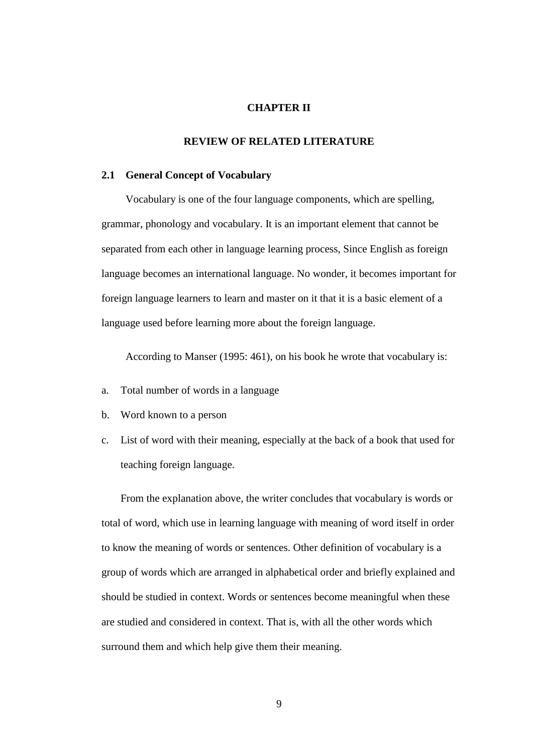# CHAPTER II

# REVIEW OF RELATED LITERATURE

## 2.1 General Concept of Vocabulary

Vocabulary is one of the four language components, which are spelling, grammar, phonology and vocabulary. It is an important element that cannot be separated from each other in language learning process, Since English as foreign language becomes an international language. No wonder, it becomes important for foreign language learners to learn and master on it that it is a basic element of a language used before learning more about the foreign language.

According to Manser (1995: 461), on his book he wrote that vocabulary is:

a. Total number of words in a language
b. Word known to a person
c. List of word with their meaning, especially at the back of a book that used for teaching foreign language.

From the explanation above, the writer concludes that vocabulary is words or total of word, which use in learning language with meaning of word itself in order to know the meaning of words or sentences. Other definition of vocabulary is a group of words which are arranged in alphabetical order and briefly explained and should be studied in context. Words or sentences become meaningful when these are studied and considered in context. That is, with all the other words which surround them and which help give them their meaning.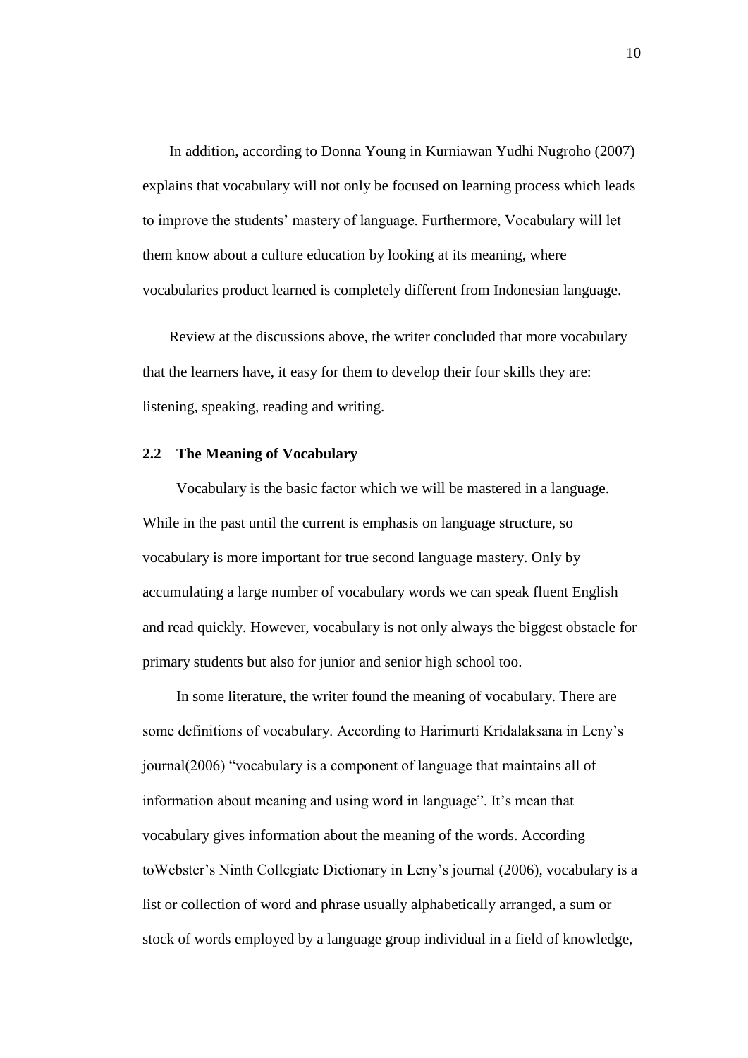In addition, according to Donna Young in Kurniawan Yudhi Nugroho (2007) explains that vocabulary will not only be focused on learning process which leads to improve the students' mastery of language. Furthermore, Vocabulary will let them know about a culture education by looking at its meaning, where vocabularies product learned is completely different from Indonesian language.

Review at the discussions above, the writer concluded that more vocabulary that the learners have, it easy for them to develop their four skills they are: listening, speaking, reading and writing.

## 2.2 The Meaning of Vocabulary

Vocabulary is the basic factor which we will be mastered in a language. While in the past until the current is emphasis on language structure, so vocabulary is more important for true second language mastery. Only by accumulating a large number of vocabulary words we can speak fluent English and read quickly. However, vocabulary is not only always the biggest obstacle for primary students but also for junior and senior high school too.

In some literature, the writer found the meaning of vocabulary. There are some definitions of vocabulary. According to Harimurti Kridalaksana in Leny's journal(2006) "vocabulary is a component of language that maintains all of information about meaning and using word in language". It's mean that vocabulary gives information about the meaning of the words. According toWebster's Ninth Collegiate Dictionary in Leny's journal (2006), vocabulary is a list or collection of word and phrase usually alphabetically arranged, a sum or stock of words employed by a language group individual in a field of knowledge,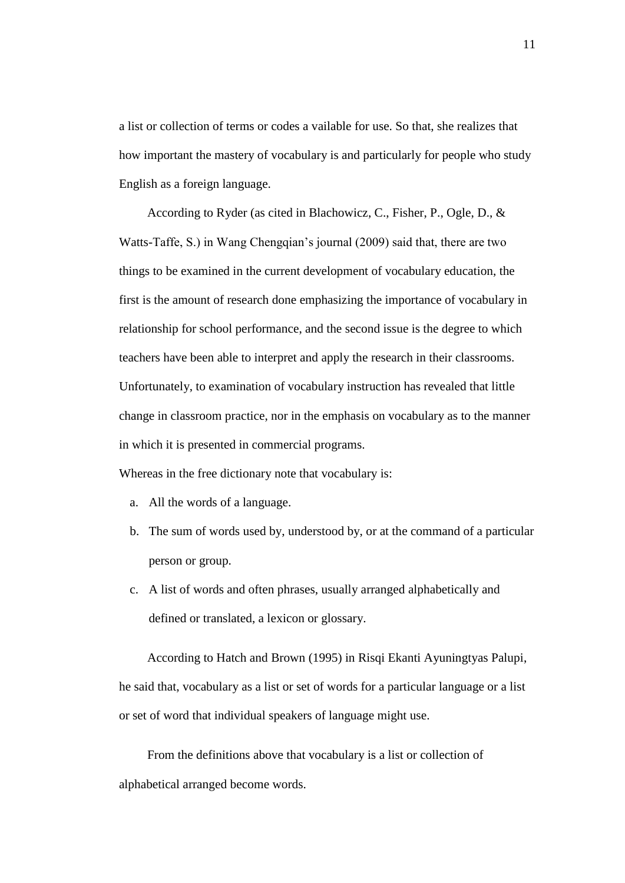a list or collection of terms or codes a vailable for use. So that, she realizes that how important the mastery of vocabulary is and particularly for people who study English as a foreign language.

According to Ryder (as cited in Blachowicz, C., Fisher, P., Ogle, D., & Watts-Taffe, S.) in Wang Chengqian's journal (2009) said that, there are two things to be examined in the current development of vocabulary education, the first is the amount of research done emphasizing the importance of vocabulary in relationship for school performance, and the second issue is the degree to which teachers have been able to interpret and apply the research in their classrooms. Unfortunately, to examination of vocabulary instruction has revealed that little change in classroom practice, nor in the emphasis on vocabulary as to the manner in which it is presented in commercial programs.

Whereas in the free dictionary note that vocabulary is:

a. All the words of a language.
b. The sum of words used by, understood by, or at the command of a particular person or group.
c. A list of words and often phrases, usually arranged alphabetically and defined or translated, a lexicon or glossary.

According to Hatch and Brown (1995) in Risqi Ekanti Ayuningtyas Palupi, he said that, vocabulary as a list or set of words for a particular language or a list or set of word that individual speakers of language might use.

From the definitions above that vocabulary is a list or collection of alphabetical arranged become words.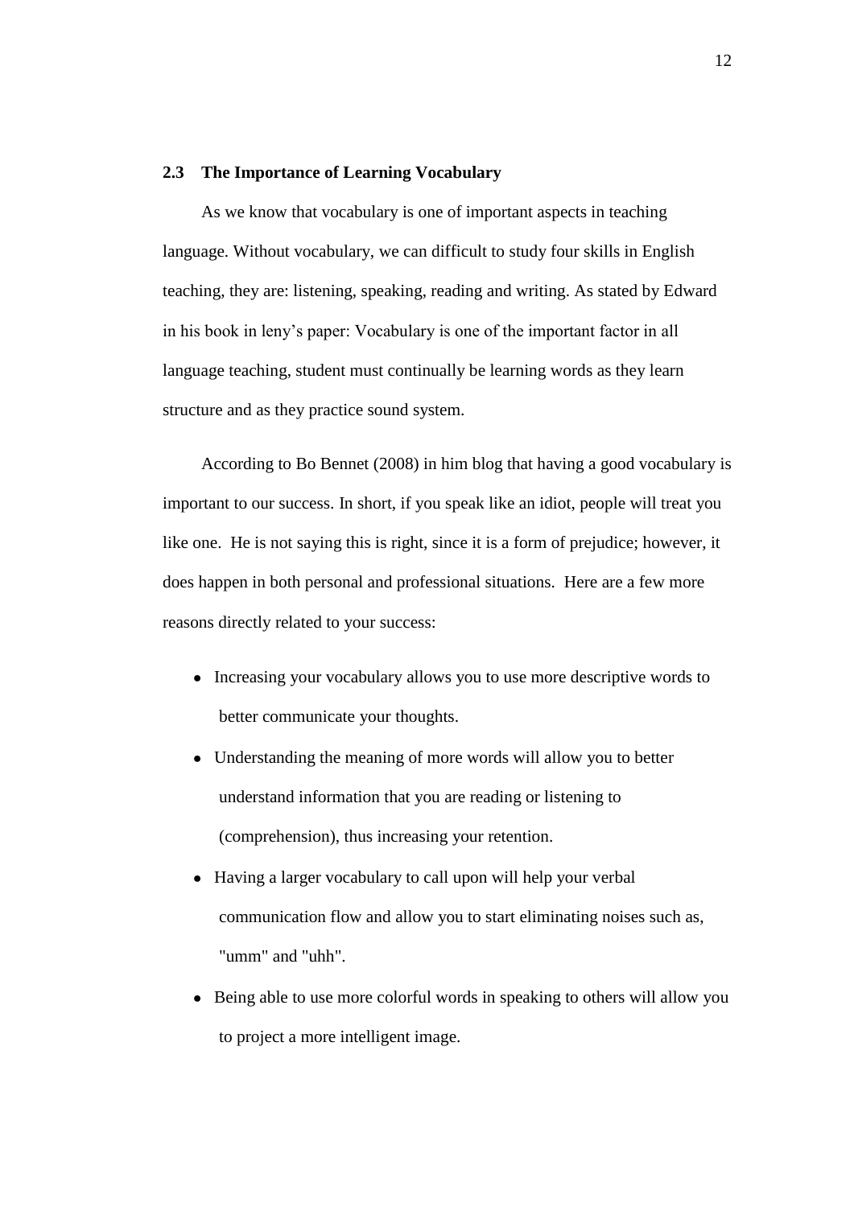### 2.3 The Importance of Learning Vocabulary

As we know that vocabulary is one of important aspects in teaching language. Without vocabulary, we can difficult to study four skills in English teaching, they are: listening, speaking, reading and writing. As stated by Edward in his book in leny's paper: Vocabulary is one of the important factor in all language teaching, student must continually be learning words as they learn structure and as they practice sound system.

According to Bo Bennet (2008) in him blog that having a good vocabulary is important to our success. In short, if you speak like an idiot, people will treat you like one. He is not saying this is right, since it is a form of prejudice; however, it does happen in both personal and professional situations. Here are a few more reasons directly related to your success:

- Increasing your vocabulary allows you to use more descriptive words to better communicate your thoughts.
- Understanding the meaning of more words will allow you to better understand information that you are reading or listening to (comprehension), thus increasing your retention.
- Having a larger vocabulary to call upon will help your verbal communication flow and allow you to start eliminating noises such as, "umm" and "uhh".
- Being able to use more colorful words in speaking to others will allow you to project a more intelligent image.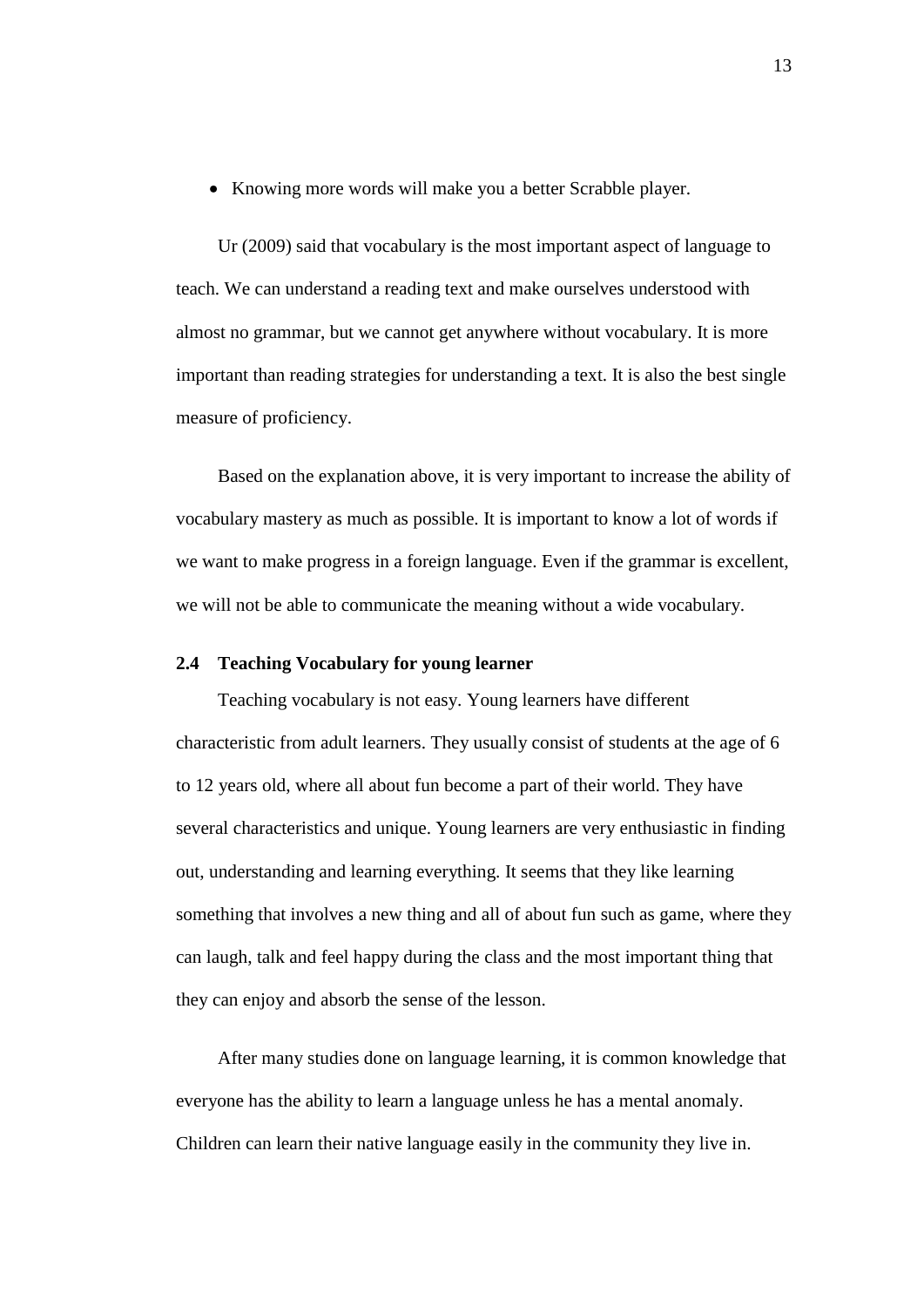- Knowing more words will make you a better Scrabble player.

Ur (2009) said that vocabulary is the most important aspect of language to teach. We can understand a reading text and make ourselves understood with almost no grammar, but we cannot get anywhere without vocabulary. It is more important than reading strategies for understanding a text. It is also the best single measure of proficiency.

Based on the explanation above, it is very important to increase the ability of vocabulary mastery as much as possible. It is important to know a lot of words if we want to make progress in a foreign language. Even if the grammar is excellent, we will not be able to communicate the meaning without a wide vocabulary.

### 2.4 Teaching Vocabulary for young learner

Teaching vocabulary is not easy. Young learners have different characteristic from adult learners. They usually consist of students at the age of 6 to 12 years old, where all about fun become a part of their world. They have several characteristics and unique. Young learners are very enthusiastic in finding out, understanding and learning everything. It seems that they like learning something that involves a new thing and all of about fun such as game, where they can laugh, talk and feel happy during the class and the most important thing that they can enjoy and absorb the sense of the lesson.

After many studies done on language learning, it is common knowledge that everyone has the ability to learn a language unless he has a mental anomaly. Children can learn their native language easily in the community they live in.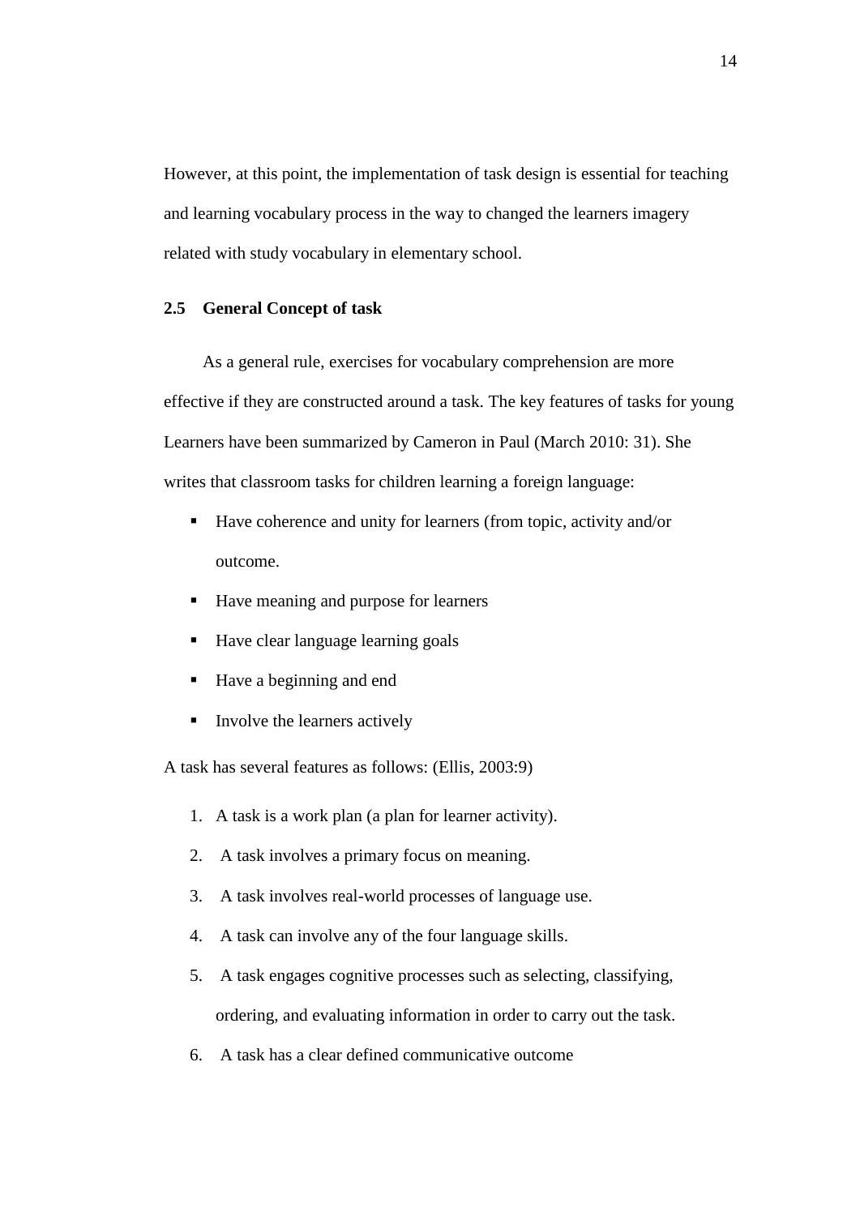However, at this point, the implementation of task design is essential for teaching and learning vocabulary process in the way to changed the learners imagery related with study vocabulary in elementary school.

## 2.5 General Concept of task

As a general rule, exercises for vocabulary comprehension are more effective if they are constructed around a task. The key features of tasks for young Learners have been summarized by Cameron in Paul (March 2010: 31). She writes that classroom tasks for children learning a foreign language:

- Have coherence and unity for learners (from topic, activity and/or outcome.
- Have meaning and purpose for learners
- Have clear language learning goals
- Have a beginning and end
- Involve the learners actively

A task has several features as follows: (Ellis, 2003:9)

1. A task is a work plan (a plan for learner activity).
2. A task involves a primary focus on meaning.
3. A task involves real-world processes of language use.
4. A task can involve any of the four language skills.
5. A task engages cognitive processes such as selecting, classifying, ordering, and evaluating information in order to carry out the task.
6. A task has a clear defined communicative outcome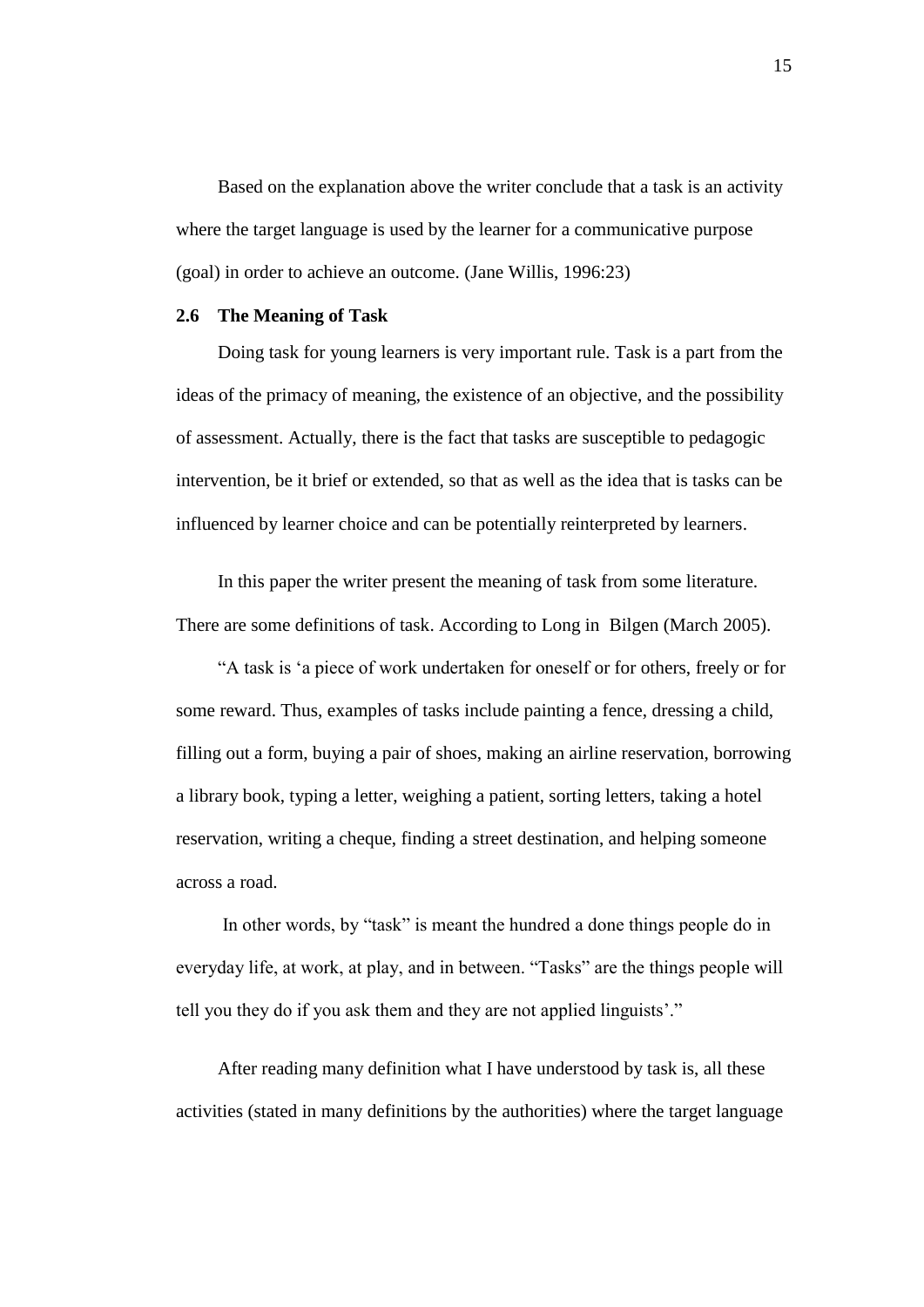Based on the explanation above the writer conclude that a task is an activity where the target language is used by the learner for a communicative purpose (goal) in order to achieve an outcome. (Jane Willis, 1996:23)

### 2.6 The Meaning of Task

Doing task for young learners is very important rule. Task is a part from the ideas of the primacy of meaning, the existence of an objective, and the possibility of assessment. Actually, there is the fact that tasks are susceptible to pedagogic intervention, be it brief or extended, so that as well as the idea that is tasks can be influenced by learner choice and can be potentially reinterpreted by learners.

In this paper the writer present the meaning of task from some literature. There are some definitions of task. According to Long in Bilgen (March 2005).

"A task is 'a piece of work undertaken for oneself or for others, freely or for some reward. Thus, examples of tasks include painting a fence, dressing a child, filling out a form, buying a pair of shoes, making an airline reservation, borrowing a library book, typing a letter, weighing a patient, sorting letters, taking a hotel reservation, writing a cheque, finding a street destination, and helping someone across a road.

In other words, by "task" is meant the hundred a done things people do in everyday life, at work, at play, and in between. "Tasks" are the things people will tell you they do if you ask them and they are not applied linguists'."

After reading many definition what I have understood by task is, all these activities (stated in many definitions by the authorities) where the target language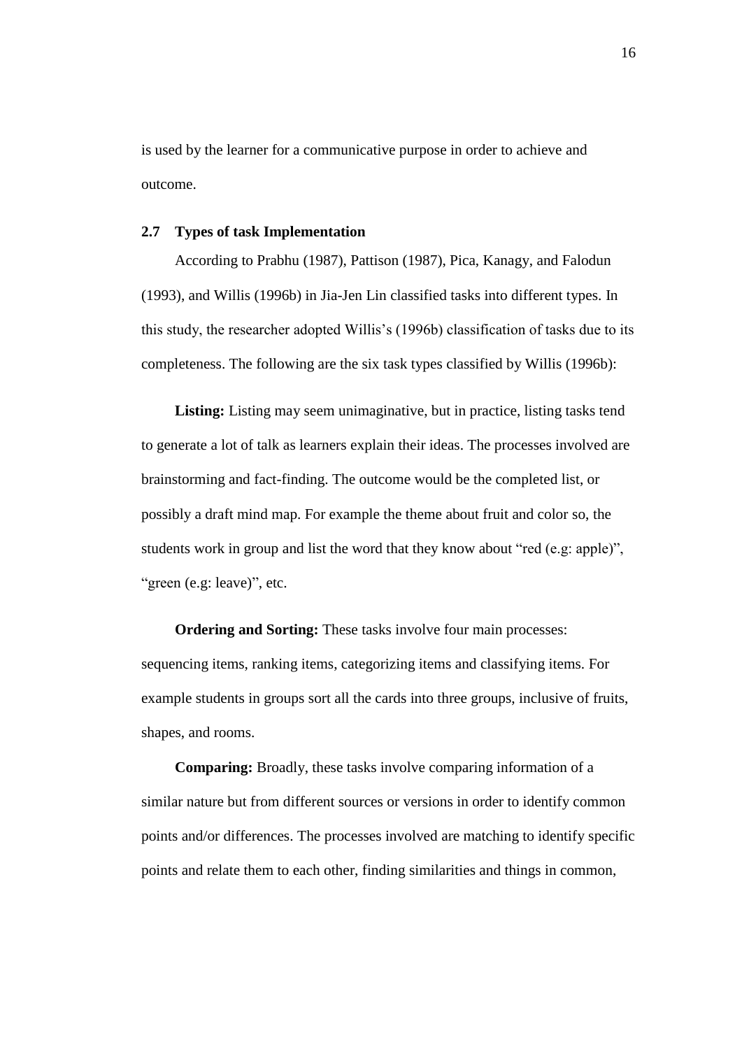is used by the learner for a communicative purpose in order to achieve and outcome.

## 2.7 Types of task Implementation

According to Prabhu (1987), Pattison (1987), Pica, Kanagy, and Falodun (1993), and Willis (1996b) in Jia-Jen Lin classified tasks into different types. In this study, the researcher adopted Willis's (1996b) classification of tasks due to its completeness. The following are the six task types classified by Willis (1996b):

**Listing:** Listing may seem unimaginative, but in practice, listing tasks tend to generate a lot of talk as learners explain their ideas. The processes involved are brainstorming and fact-finding. The outcome would be the completed list, or possibly a draft mind map. For example the theme about fruit and color so, the students work in group and list the word that they know about "red (e.g: apple)", "green (e.g: leave)", etc.

**Ordering and Sorting:** These tasks involve four main processes: sequencing items, ranking items, categorizing items and classifying items. For example students in groups sort all the cards into three groups, inclusive of fruits, shapes, and rooms.

**Comparing:** Broadly, these tasks involve comparing information of a similar nature but from different sources or versions in order to identify common points and/or differences. The processes involved are matching to identify specific points and relate them to each other, finding similarities and things in common,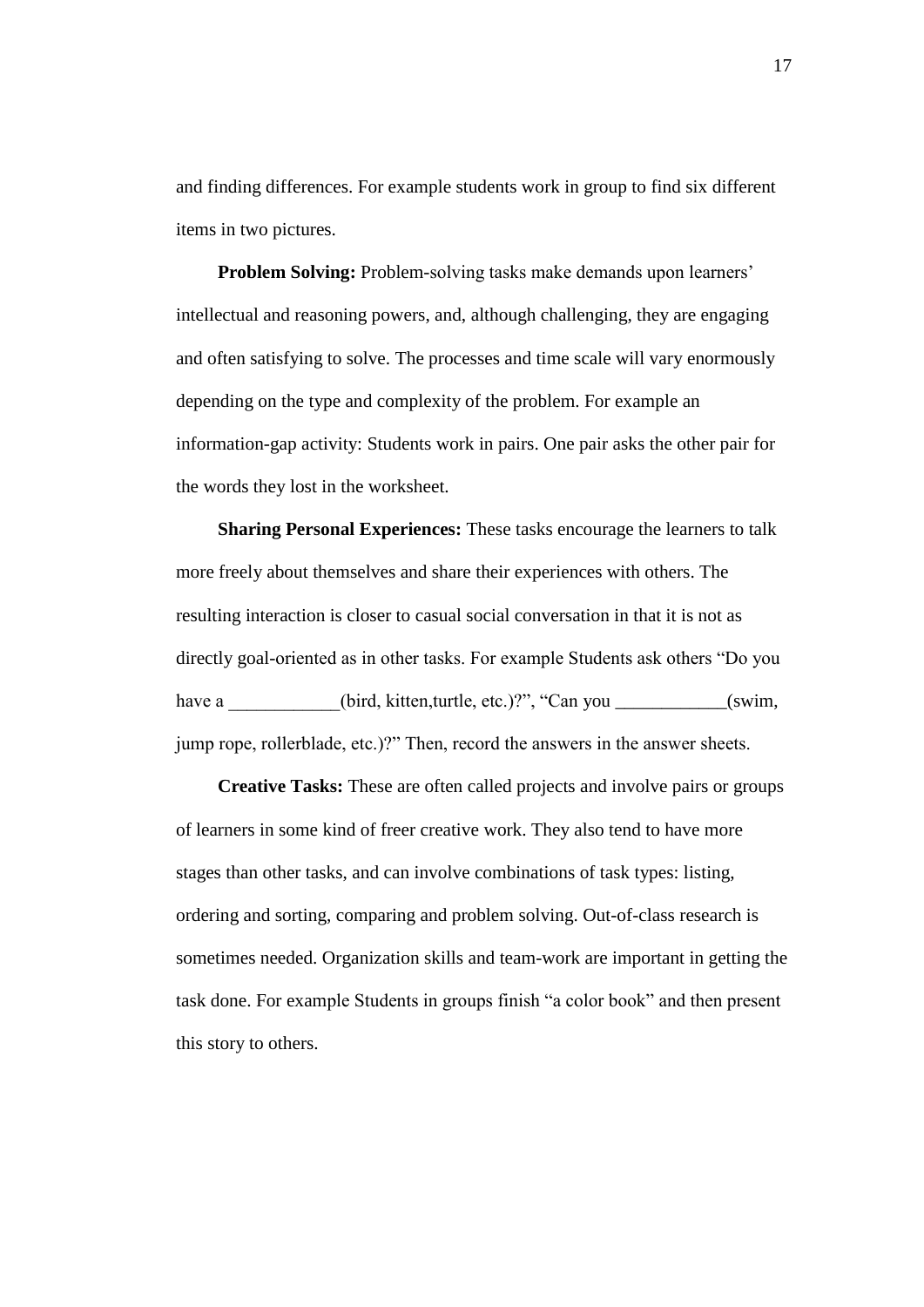and finding differences. For example students work in group to find six different items in two pictures.

**Problem Solving:** Problem-solving tasks make demands upon learners' intellectual and reasoning powers, and, although challenging, they are engaging and often satisfying to solve. The processes and time scale will vary enormously depending on the type and complexity of the problem. For example an information-gap activity: Students work in pairs. One pair asks the other pair for the words they lost in the worksheet.

**Sharing Personal Experiences:** These tasks encourage the learners to talk more freely about themselves and share their experiences with others. The resulting interaction is closer to casual social conversation in that it is not as directly goal-oriented as in other tasks. For example Students ask others "Do you have a ____________(bird, kitten,turtle, etc.)?", "Can you ____________(swim, jump rope, rollerblade, etc.)?" Then, record the answers in the answer sheets.

**Creative Tasks:** These are often called projects and involve pairs or groups of learners in some kind of freer creative work. They also tend to have more stages than other tasks, and can involve combinations of task types: listing, ordering and sorting, comparing and problem solving. Out-of-class research is sometimes needed. Organization skills and team-work are important in getting the task done. For example Students in groups finish "a color book" and then present this story to others.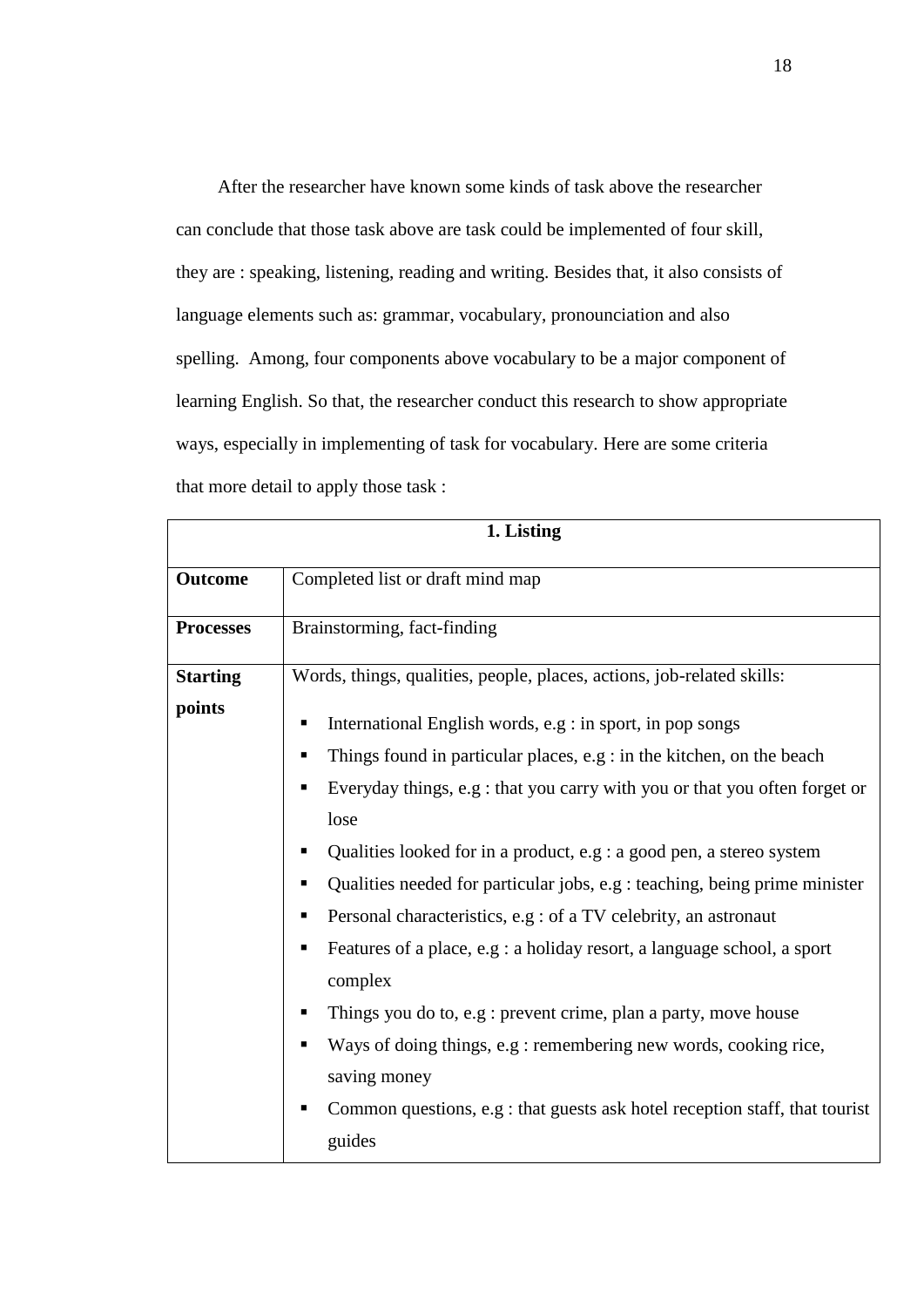After the researcher have known some kinds of task above the researcher can conclude that those task above are task could be implemented of four skill, they are : speaking, listening, reading and writing. Besides that, it also consists of language elements such as: grammar, vocabulary, pronounciation and also spelling.  Among, four components above vocabulary to be a major component of learning English. So that, the researcher conduct this research to show appropriate ways, especially in implementing of task for vocabulary. Here are some criteria that more detail to apply those task :

| **1. Listing** | |
|---|---|
| **Outcome** | Completed list or draft mind map |
| **Processes** | Brainstorming, fact-finding |
| **Starting points** | Words, things, qualities, people, places, actions, job-related skills:<br>▪ International English words, e.g : in sport, in pop songs<br>▪ Things found in particular places, e.g : in the kitchen, on the beach<br>▪ Everyday things, e.g : that you carry with you or that you often forget or lose<br>▪ Qualities looked for in a product, e.g : a good pen, a stereo system<br>▪ Qualities needed for particular jobs, e.g : teaching, being prime minister<br>▪ Personal characteristics, e.g : of a TV celebrity, an astronaut<br>▪ Features of a place, e.g : a holiday resort, a language school, a sport complex<br>▪ Things you do to, e.g : prevent crime, plan a party, move house<br>▪ Ways of doing things, e.g : remembering new words, cooking rice, saving money<br>▪ Common questions, e.g : that guests ask hotel reception staff, that tourist guides |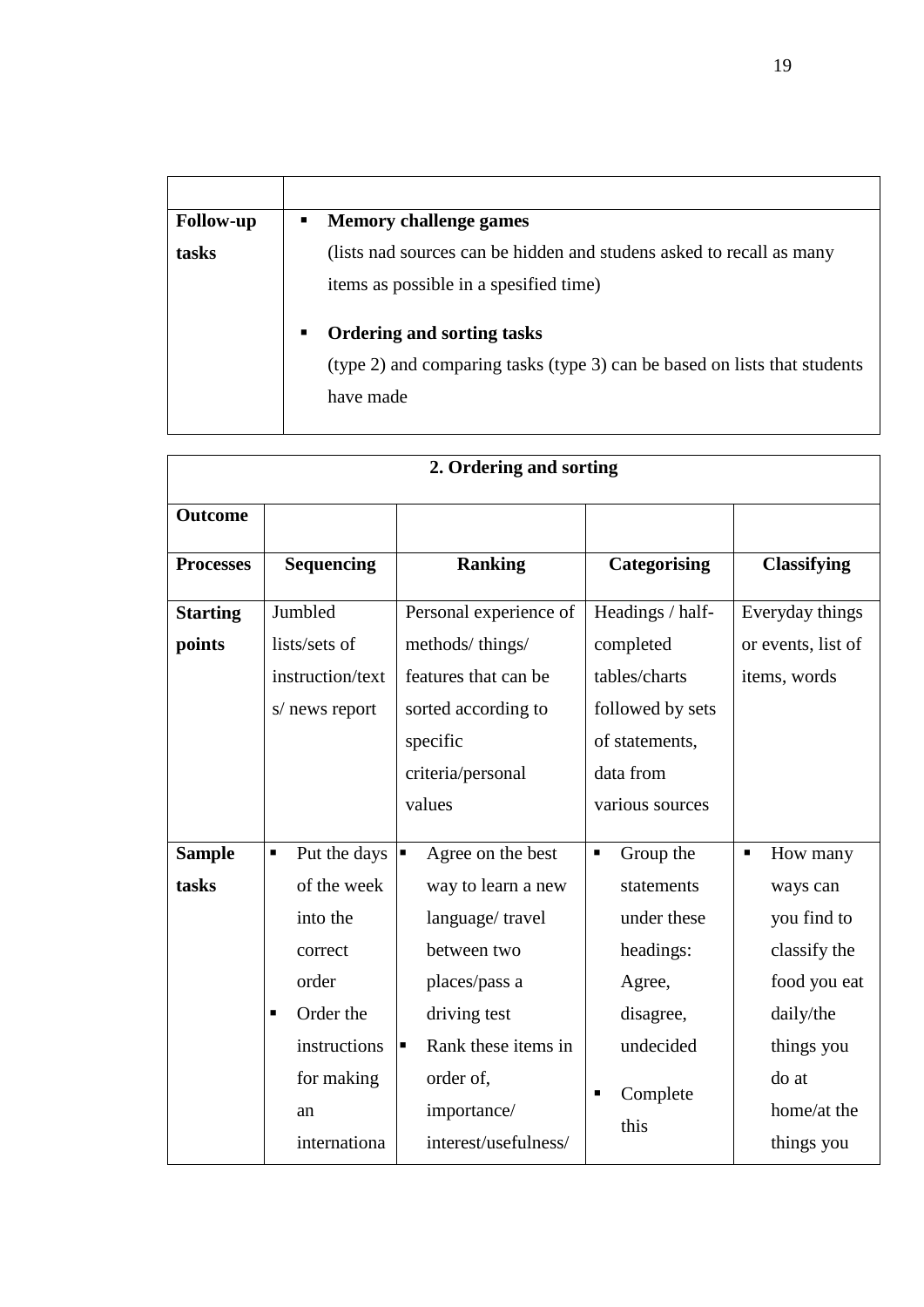| | |
|---|---|
| **Follow-up tasks** | ▪ **Memory challenge games** (lists nad sources can be hidden and studens asked to recall as many items as possible in a spesified time) ▪ **Ordering and sorting tasks** (type 2) and comparing tasks (type 3) can be based on lists that students have made |

| **2. Ordering and sorting** | | | | |
|---|---|---|---|---|
| **Outcome** | | | | |
| **Processes** | **Sequencing** | **Ranking** | **Categorising** | **Classifying** |
| **Starting points** | Jumbled lists/sets of instruction/texts/ news report | Personal experience of methods/ things/ features that can be sorted according to specific criteria/personal values | Headings / half-completed tables/charts followed by sets of statements, data from various sources | Everyday things or events, list of items, words |
| **Sample tasks** | ▪ Put the days of the week into the correct order ▪ Order the instructions for making an internationa | ▪ Agree on the best way to learn a new language/ travel between two places/pass a driving test ▪ Rank these items in order of, importance/ interest/usefulness/ | ▪ Group the statements under these headings: Agree, disagree, undecided ▪ Complete this | ▪ How many ways can you find to classify the food you eat daily/the things you do at home/at the things you |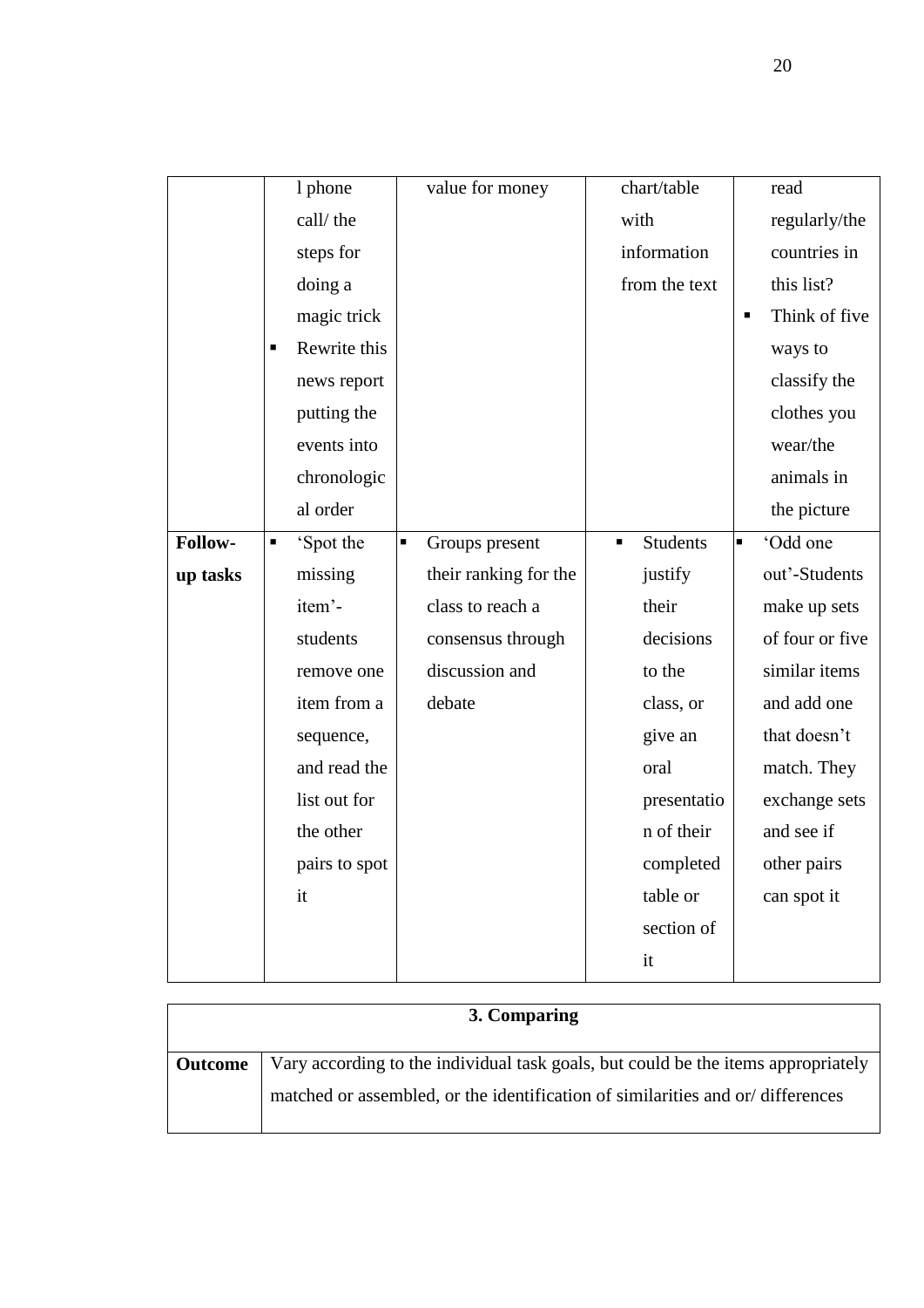| | | | | |
|---|---|---|---|---|
| | l phone call/ the steps for doing a magic trick<br>▪ Rewrite this news report putting the events into chronological order | value for money | chart/table with information from the text | read regularly/the countries in this list?<br>▪ Think of five ways to classify the clothes you wear/the animals in the picture |
| **Follow-up tasks** | ▪ 'Spot the missing item'- students remove one item from a sequence, and read the list out for the other pairs to spot it | ▪ Groups present their ranking for the class to reach a consensus through discussion and debate | ▪ Students justify their decisions to the class, or give an oral presentation of their completed table or section of it | ▪ 'Odd one out'-Students make up sets of four or five similar items and add one that doesn't match. They exchange sets and see if other pairs can spot it |

| **3. Comparing** | |
|---|---|
| **Outcome** | Vary according to the individual task goals, but could be the items appropriately matched or assembled, or the identification of similarities and or/ differences |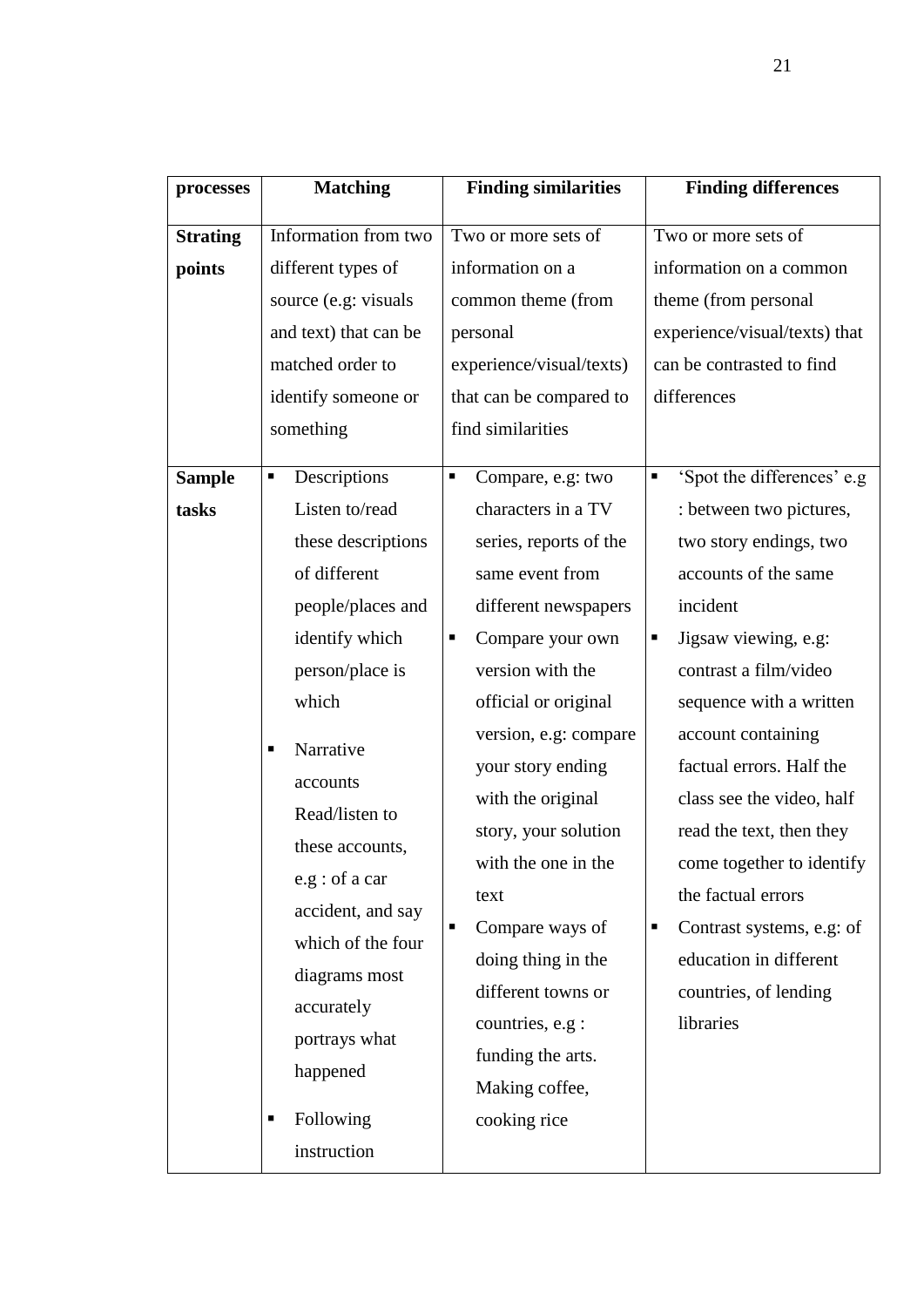| processes | Matching | Finding similarities | Finding differences |
|---|---|---|---|
| **Strating points** | Information from two different types of source (e.g: visuals and text) that can be matched order to identify someone or something | Two or more sets of information on a common theme (from personal experience/visual/texts) that can be compared to find similarities | Two or more sets of information on a common theme (from personal experience/visual/texts) that can be contrasted to find differences |
| **Sample tasks** | ▪ Descriptions Listen to/read these descriptions of different people/places and identify which person/place is which<br>▪ Narrative accounts Read/listen to these accounts, e.g : of a car accident, and say which of the four diagrams most accurately portrays what happened<br>▪ Following instruction | ▪ Compare, e.g: two characters in a TV series, reports of the same event from different newspapers<br>▪ Compare your own version with the official or original version, e.g: compare your story ending with the original story, your solution with the one in the text<br>▪ Compare ways of doing thing in the different towns or countries, e.g : funding the arts. Making coffee, cooking rice | ▪ 'Spot the differences' e.g : between two pictures, two story endings, two accounts of the same incident<br>▪ Jigsaw viewing, e.g: contrast a film/video sequence with a written account containing factual errors. Half the class see the video, half read the text, then they come together to identify the factual errors<br>▪ Contrast systems, e.g: of education in different countries, of lending libraries |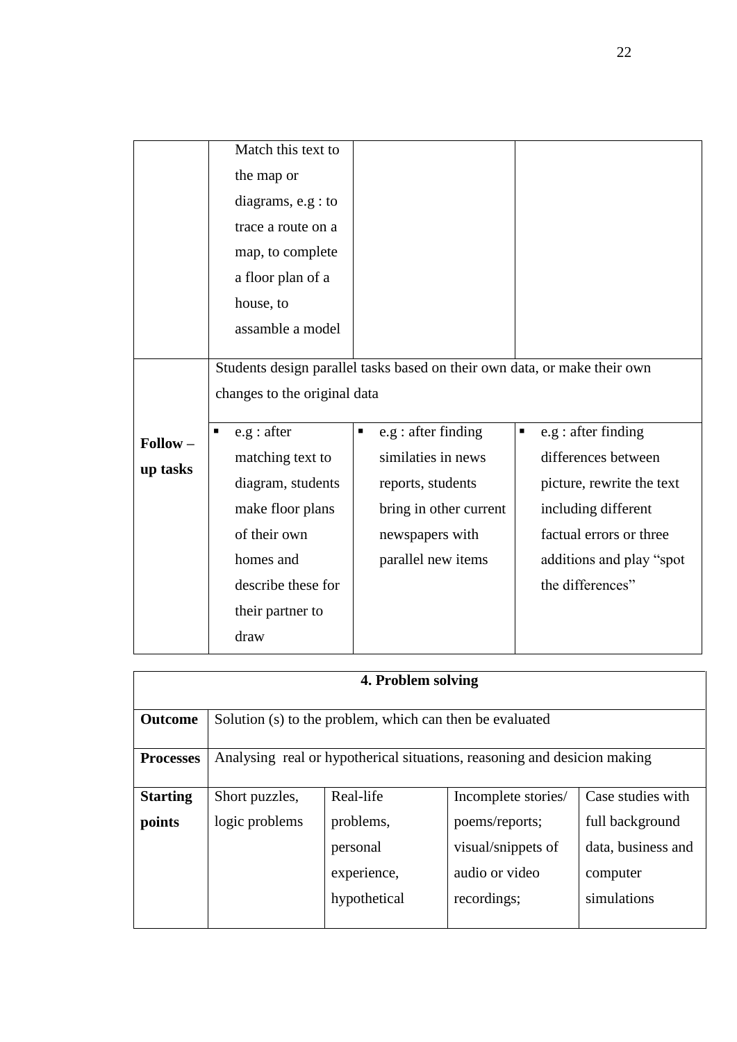| | | | |
|---|---|---|---|
| | Match this text to the map or diagrams, e.g : to trace a route on a map, to complete a floor plan of a house, to assamble a model | | |
| **Follow – up tasks** | Students design parallel tasks based on their own data, or make their own changes to the original data | | |
| | ▪ e.g : after matching text to diagram, students make floor plans of their own homes and describe these for their partner to draw | ▪ e.g : after finding similaties in news reports, students bring in other current newspapers with parallel new items | ▪ e.g : after finding differences between picture, rewrite the text including different factual errors or three additions and play "spot the differences" |

| **4. Problem solving** | | | | |
|---|---|---|---|---|
| **Outcome** | Solution (s) to the problem, which can then be evaluated | | | |
| **Processes** | Analysing real or hypotherical situations, reasoning and desicion making | | | |
| **Starting points** | Short puzzles, logic problems | Real-life problems, personal experience, hypothetical | Incomplete stories/ poems/reports; visual/snippets of audio or video recordings; | Case studies with full background data, business and computer simulations |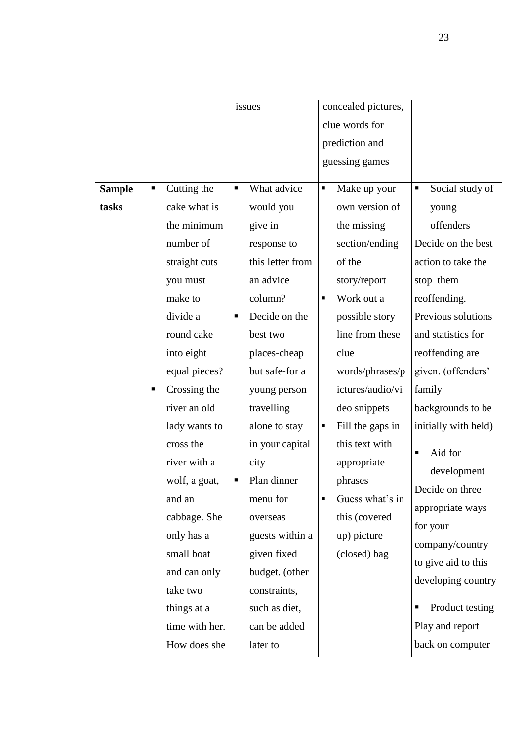| | | issues | concealed pictures, clue words for prediction and guessing games | |
|---|---|---|---|---|
| **Sample tasks** | ▪ Cutting the cake what is the minimum number of straight cuts you must make to divide a round cake into eight equal pieces? ▪ Crossing the river an old lady wants to cross the river with a wolf, a goat, and an cabbage. She only has a small boat and can only take two things at a time with her. How does she | ▪ What advice would you give in response to this letter from an advice column? ▪ Decide on the best two places-cheap but safe-for a young person travelling alone to stay in your capital city ▪ Plan dinner menu for overseas guests within a given fixed budget. (other constraints, such as diet, can be added later to | ▪ Make up your own version of the missing section/ending of the story/report ▪ Work out a possible story line from these clue words/phrases/pictures/audio/video snippets ▪ Fill the gaps in this text with appropriate phrases ▪ Guess what's in this (covered up) picture (closed) bag | ▪ Social study of young offenders Decide on the best action to take the stop them reoffending. Previous solutions and statistics for reoffending are given. (offenders' family backgrounds to be initially with held) ▪ Aid for development Decide on three appropriate ways for your company/country to give aid to this developing country ▪ Product testing Play and report back on computer |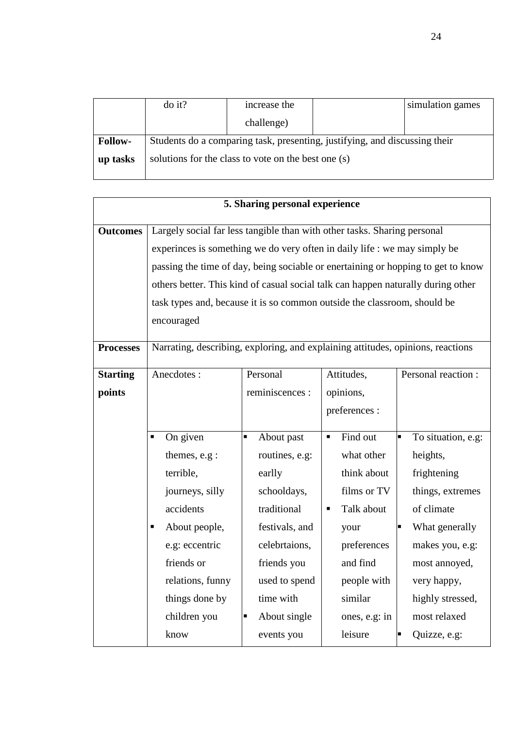| | do it? | increase the challenge) | | simulation games |
|---|---|---|---|---|
| **Follow-up tasks** | Students do a comparing task, presenting, justifying, and discussing their solutions for the class to vote on the best one (s) | | | |

| **5. Sharing personal experience** | | | | |
|---|---|---|---|---|
| **Outcomes** | Largely social far less tangible than with other tasks. Sharing personal experinces is something we do very often in daily life : we may simply be passing the time of day, being sociable or enertaining or hopping to get to know others better. This kind of casual social talk can happen naturally during other task types and, because it is so common outside the classroom, should be encouraged | | | |
| **Processes** | Narrating, describing, exploring, and explaining attitudes, opinions, reactions | | | |
| **Starting points** | Anecdotes : | Personal reminiscences : | Attitudes, opinions, preferences : | Personal reaction : |
| | ▪ On given themes, e.g : terrible, journeys, silly accidents<br>▪ About people, e.g: eccentric friends or relations, funny things done by children you know | ▪ About past routines, e.g: earlly schooldays, traditional festivals, and celebrtaions, friends you used to spend time with<br>▪ About single events you | ▪ Find out what other think about films or TV<br>▪ Talk about your preferences and find people with similar ones, e.g: in leisure | ▪ To situation, e.g: heights, frightening things, extremes of climate<br>▪ What generally makes you, e.g: most annoyed, very happy, highly stressed, most relaxed<br>▪ Quizze, e.g: |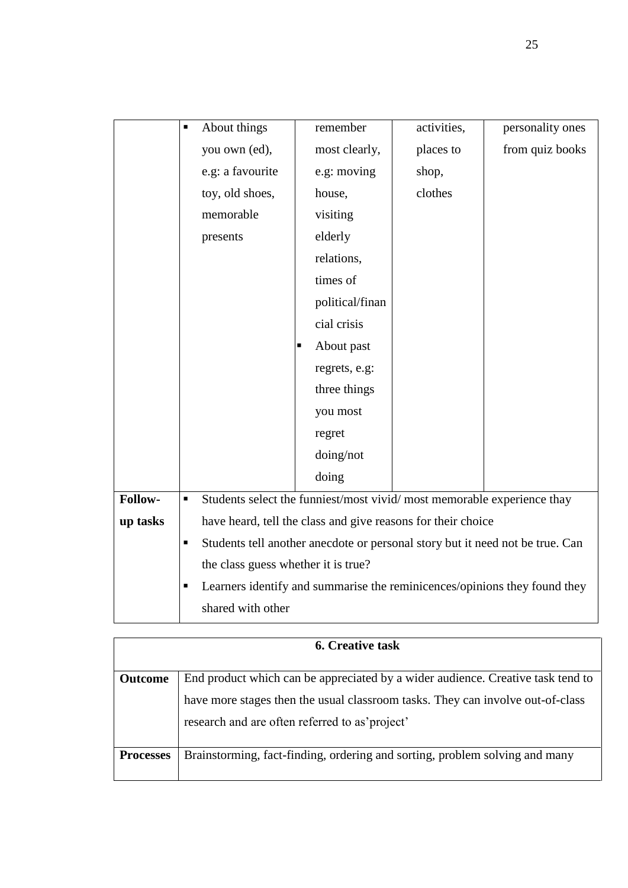| | | | | |
|---|---|---|---|---|
| | ▪ About things you own (ed), e.g: a favourite toy, old shoes, memorable presents | remember most clearly, e.g: moving house, visiting elderly relations, times of political/financial crisis<br>▪ About past regrets, e.g: three things you most regret doing/not doing | activities, places to shop, clothes | personality ones from quiz books |
| **Follow-up tasks** | ▪ Students select the funniest/most vivid/ most memorable experience thay have heard, tell the class and give reasons for their choice<br>▪ Students tell another anecdote or personal story but it need not be true. Can the class guess whether it is true?<br>▪ Learners identify and summarise the reminicences/opinions they found they shared with other | | | |

| **6. Creative task** | |
|---|---|
| **Outcome** | End product which can be appreciated by a wider audience. Creative task tend to have more stages then the usual classroom tasks. They can involve out-of-class research and are often referred to as'project' |
| **Processes** | Brainstorming, fact-finding, ordering and sorting, problem solving and many |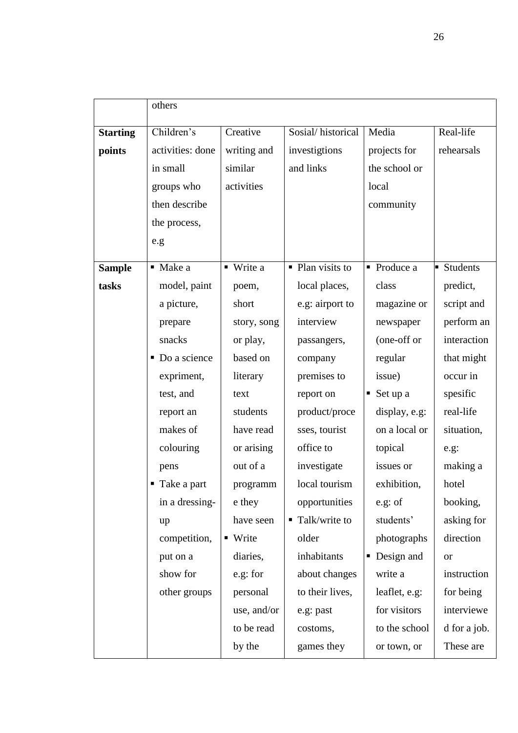| | others | | | | |
|---|---|---|---|---|---|
| **Starting points** | Children's activities: done in small groups who then describe the process, e.g | Creative writing and similar activities | Sosial/ historical investigtions and links | Media projects for the school or local community | Real-life rehearsals |
| **Sample tasks** | ▪ Make a model, paint a picture, prepare snacks<br>▪ Do a science expriment, test, and report an makes of colouring pens<br>▪ Take a part in a dressing-up competition, put on a show for other groups | ▪ Write a poem, short story, song or play, based on literary text students have read or arising out of a programme they have seen<br>▪ Write diaries, e.g: for personal use, and/or to be read by the | ▪ Plan visits to local places, e.g: airport to interview passangers, company premises to report on product/processes, tourist office to investigate local tourism opportunities<br>▪ Talk/write to older inhabitants about changes to their lives, e.g: past costoms, games they | ▪ Produce a class magazine or newspaper (one-off or regular issue)<br>▪ Set up a display, e.g: on a local or topical issues or exhibition, e.g: of students' photographs<br>▪ Design and write a leaflet, e.g: for visitors to the school or town, or | ▪ Students predict, script and perform an interaction that might occur in spesific real-life situation, e.g: making a hotel booking, asking for direction or instruction for being interviewed for a job. These are |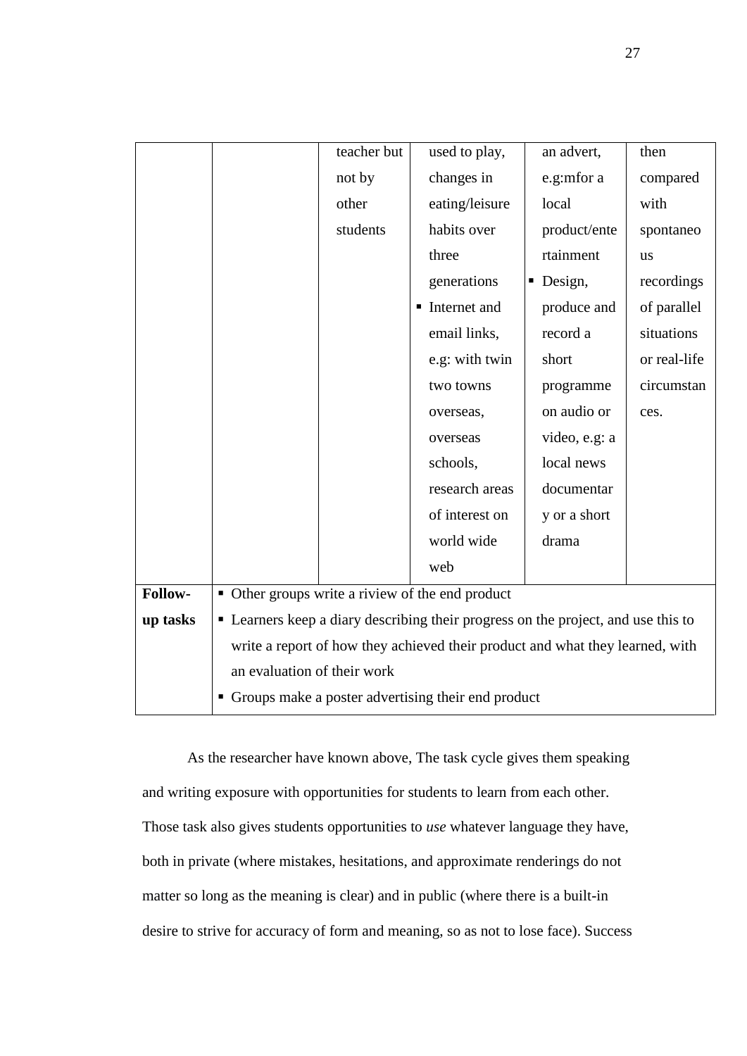| | | teacher but not by other students | used to play, changes in eating/leisure habits over three generations<br>▪ Internet and email links, e.g: with twin two towns overseas, overseas schools, research areas of interest on world wide web | an advert, e.g:mfor a local product/entertainment<br>▪ Design, produce and record a short programme on audio or video, e.g: a local news documentary or a short drama | then compared with spontaneous recordings of parallel situations or real-life circumstances. |
|---|---|---|---|---|---|
| **Follow-up tasks** | ▪ Other groups write a riview of the end product<br>▪ Learners keep a diary describing their progress on the project, and use this to write a report of how they achieved their product and what they learned, with an evaluation of their work<br>▪ Groups make a poster advertising their end product | | | | |

As the researcher have known above, The task cycle gives them speaking and writing exposure with opportunities for students to learn from each other. Those task also gives students opportunities to *use* whatever language they have, both in private (where mistakes, hesitations, and approximate renderings do not matter so long as the meaning is clear) and in public (where there is a built-in desire to strive for accuracy of form and meaning, so as not to lose face). Success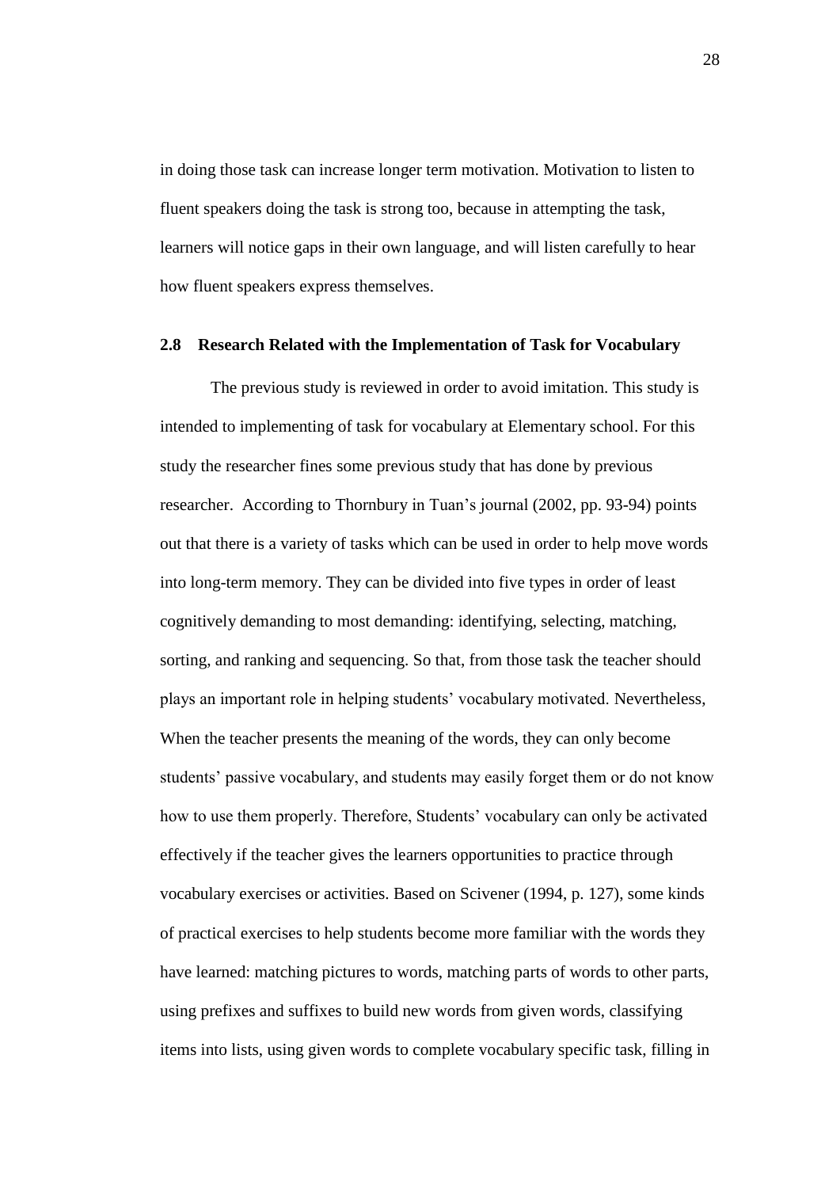in doing those task can increase longer term motivation. Motivation to listen to fluent speakers doing the task is strong too, because in attempting the task, learners will notice gaps in their own language, and will listen carefully to hear how fluent speakers express themselves.

## 2.8 Research Related with the Implementation of Task for Vocabulary

The previous study is reviewed in order to avoid imitation. This study is intended to implementing of task for vocabulary at Elementary school. For this study the researcher fines some previous study that has done by previous researcher. According to Thornbury in Tuan's journal (2002, pp. 93-94) points out that there is a variety of tasks which can be used in order to help move words into long-term memory. They can be divided into five types in order of least cognitively demanding to most demanding: identifying, selecting, matching, sorting, and ranking and sequencing. So that, from those task the teacher should plays an important role in helping students' vocabulary motivated. Nevertheless, When the teacher presents the meaning of the words, they can only become students' passive vocabulary, and students may easily forget them or do not know how to use them properly. Therefore, Students' vocabulary can only be activated effectively if the teacher gives the learners opportunities to practice through vocabulary exercises or activities. Based on Scivener (1994, p. 127), some kinds of practical exercises to help students become more familiar with the words they have learned: matching pictures to words, matching parts of words to other parts, using prefixes and suffixes to build new words from given words, classifying items into lists, using given words to complete vocabulary specific task, filling in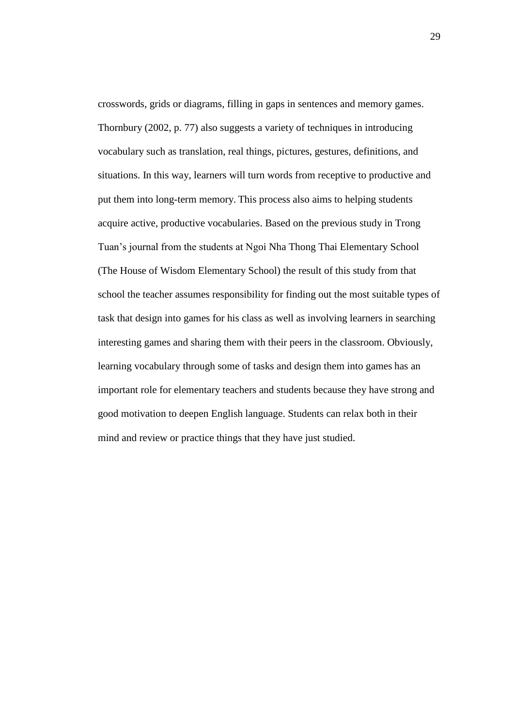crosswords, grids or diagrams, filling in gaps in sentences and memory games. Thornbury (2002, p. 77) also suggests a variety of techniques in introducing vocabulary such as translation, real things, pictures, gestures, definitions, and situations. In this way, learners will turn words from receptive to productive and put them into long-term memory. This process also aims to helping students acquire active, productive vocabularies. Based on the previous study in Trong Tuan's journal from the students at Ngoi Nha Thong Thai Elementary School (The House of Wisdom Elementary School) the result of this study from that school the teacher assumes responsibility for finding out the most suitable types of task that design into games for his class as well as involving learners in searching interesting games and sharing them with their peers in the classroom. Obviously, learning vocabulary through some of tasks and design them into games has an important role for elementary teachers and students because they have strong and good motivation to deepen English language. Students can relax both in their mind and review or practice things that they have just studied.